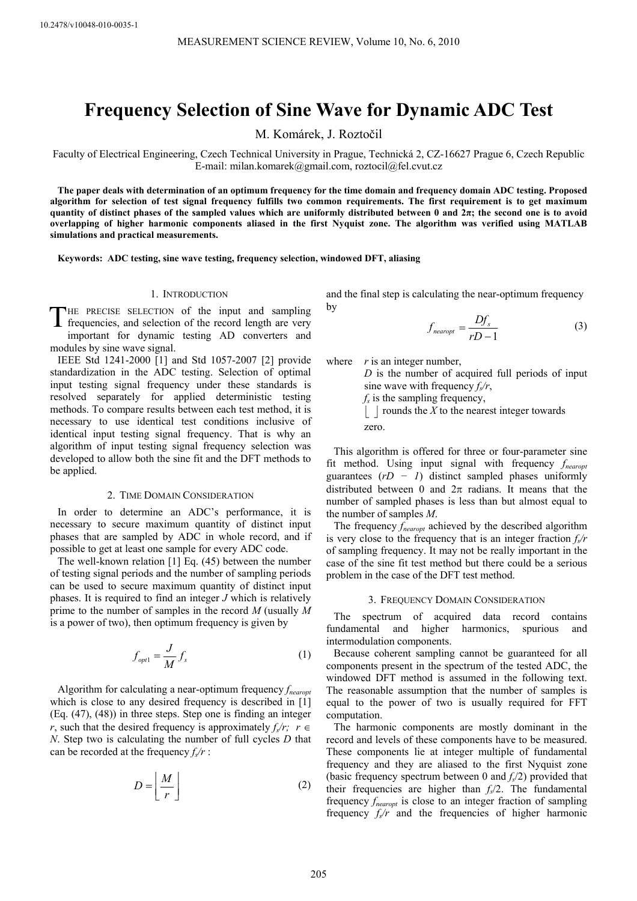# Frequency Selection of Sine Wave for Dynamic ADC Test

M. Komárek, J. Roztočil

Faculty of Electrical Engineering, Czech Technical University in Prague, Technická 2, CZ-16627 Prague 6, Czech Republic
E-mail: milan.komarek@gmail.com, roztocil@fel.cvut.cz

**The paper deals with determination of an optimum frequency for the time domain and frequency domain ADC testing. Proposed algorithm for selection of test signal frequency fulfills two common requirements. The first requirement is to get maximum quantity of distinct phases of the sampled values which are uniformly distributed between 0 and 2π; the second one is to avoid overlapping of higher harmonic components aliased in the first Nyquist zone. The algorithm was verified using MATLAB simulations and practical measurements.**

**Keywords: ADC testing, sine wave testing, frequency selection, windowed DFT, aliasing**

## 1. Introduction

The precise selection of the input and sampling frequencies, and selection of the record length are very important for dynamic testing AD converters and modules by sine wave signal.

IEEE Std 1241-2000 [1] and Std 1057-2007 [2] provide standardization in the ADC testing. Selection of optimal input testing signal frequency under these standards is resolved separately for applied deterministic testing methods. To compare results between each test method, it is necessary to use identical test conditions inclusive of identical input testing signal frequency. That is why an algorithm of input testing signal frequency selection was developed to allow both the sine fit and the DFT methods to be applied.

## 2. Time Domain Consideration

In order to determine an ADC's performance, it is necessary to secure maximum quantity of distinct input phases that are sampled by ADC in whole record, and if possible to get at least one sample for every ADC code.

The well-known relation [1] Eq. (45) between the number of testing signal periods and the number of sampling periods can be used to secure maximum quantity of distinct input phases. It is required to find an integer $J$ which is relatively prime to the number of samples in the record $M$ (usually $M$ is a power of two), then optimum frequency is given by

$$f_{opt1} = \frac{J}{M} f_s \tag{1}$$

Algorithm for calculating a near-optimum frequency $f_{nearopt}$ which is close to any desired frequency is described in [1] (Eq. (47), (48)) in three steps. Step one is finding an integer $r$, such that the desired frequency is approximately $f_s/r$; $r \in N$. Step two is calculating the number of full cycles $D$ that can be recorded at the frequency $f_s/r$ :

$$D = \left\lfloor \frac{M}{r} \right\rfloor \tag{2}$$

and the final step is calculating the near-optimum frequency by

$$f_{nearopt} = \frac{Df_s}{rD - 1} \tag{3}$$

where $r$ is an integer number,
$D$ is the number of acquired full periods of input sine wave with frequency $f_s/r$,
$f_s$ is the sampling frequency,
$\lfloor \; \rfloor$ rounds the $X$ to the nearest integer towards zero.

This algorithm is offered for three or four-parameter sine fit method. Using input signal with frequency $f_{nearopt}$ guarantees ($rD - 1$) distinct sampled phases uniformly distributed between 0 and 2π radians. It means that the number of sampled phases is less than but almost equal to the number of samples $M$.

The frequency $f_{nearopt}$ achieved by the described algorithm is very close to the frequency that is an integer fraction $f_s/r$ of sampling frequency. It may not be really important in the case of the sine fit test method but there could be a serious problem in the case of the DFT test method.

## 3. Frequency Domain Consideration

The spectrum of acquired data record contains fundamental and higher harmonics, spurious and intermodulation components.

Because coherent sampling cannot be guaranteed for all components present in the spectrum of the tested ADC, the windowed DFT method is assumed in the following text. The reasonable assumption that the number of samples is equal to the power of two is usually required for FFT computation.

The harmonic components are mostly dominant in the record and levels of these components have to be measured. These components lie at integer multiple of fundamental frequency and they are aliased to the first Nyquist zone (basic frequency spectrum between 0 and $f_s/2$) provided that their frequencies are higher than $f_s/2$. The fundamental frequency $f_{nearopt}$ is close to an integer fraction of sampling frequency $f_s/r$ and the frequencies of higher harmonic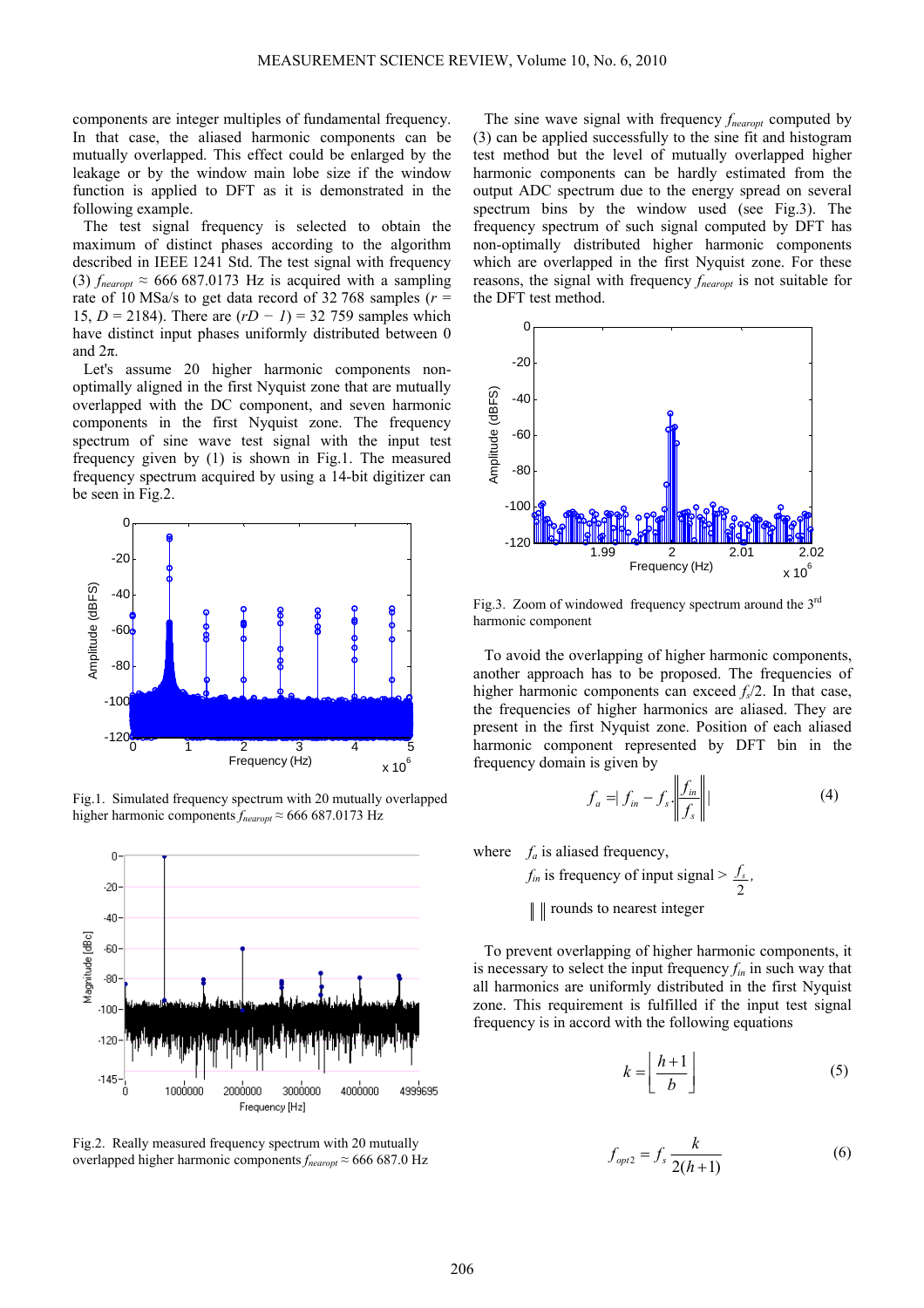components are integer multiples of fundamental frequency. In that case, the aliased harmonic components can be mutually overlapped. This effect could be enlarged by the leakage or by the window main lobe size if the window function is applied to DFT as it is demonstrated in the following example.

The test signal frequency is selected to obtain the maximum of distinct phases according to the algorithm described in IEEE 1241 Std. The test signal with frequency (3) $f_{nearopt} \approx 666\ 687.0173$ Hz is acquired with a sampling rate of 10 MSa/s to get data record of 32 768 samples ($r$ = 15, $D$ = 2184). There are $(rD - 1) = 32\ 759$ samples which have distinct input phases uniformly distributed between 0 and $2\pi$.

Let's assume 20 higher harmonic components non-optimally aligned in the first Nyquist zone that are mutually overlapped with the DC component, and seven harmonic components in the first Nyquist zone. The frequency spectrum of sine wave test signal with the input test frequency given by (1) is shown in Fig.1. The measured frequency spectrum acquired by using a 14-bit digitizer can be seen in Fig.2.

Fig.1. Simulated frequency spectrum with 20 mutually overlapped higher harmonic components $f_{nearopt} \approx 666\ 687.0173$ Hz

Fig.2. Really measured frequency spectrum with 20 mutually overlapped higher harmonic components $f_{nearopt} \approx 666\ 687.0$ Hz

The sine wave signal with frequency $f_{nearopt}$ computed by (3) can be applied successfully to the sine fit and histogram test method but the level of mutually overlapped higher harmonic components can be hardly estimated from the output ADC spectrum due to the energy spread on several spectrum bins by the window used (see Fig.3). The frequency spectrum of such signal computed by DFT has non-optimally distributed higher harmonic components which are overlapped in the first Nyquist zone. For these reasons, the signal with frequency $f_{nearopt}$ is not suitable for the DFT test method.

Fig.3. Zoom of windowed frequency spectrum around the 3[rd] harmonic component

To avoid the overlapping of higher harmonic components, another approach has to be proposed. The frequencies of higher harmonic components can exceed $f_s/2$. In that case, the frequencies of higher harmonics are aliased. They are present in the first Nyquist zone. Position of each aliased harmonic component represented by DFT bin in the frequency domain is given by

$$f_a = \left| f_{in} - f_s \cdot \left\| \frac{f_{in}}{f_s} \right\| \right| \tag{4}$$

where $f_a$ is aliased frequency,

$f_{in}$ is frequency of input signal $> \frac{f_s}{2}$,

$\| \ \|$ rounds to nearest integer

To prevent overlapping of higher harmonic components, it is necessary to select the input frequency $f_{in}$ in such way that all harmonics are uniformly distributed in the first Nyquist zone. This requirement is fulfilled if the input test signal frequency is in accord with the following equations

$$k = \left\lfloor \frac{h+1}{b} \right\rfloor \tag{5}$$

$$f_{opt2} = f_s \frac{k}{2(h+1)} \tag{6}$$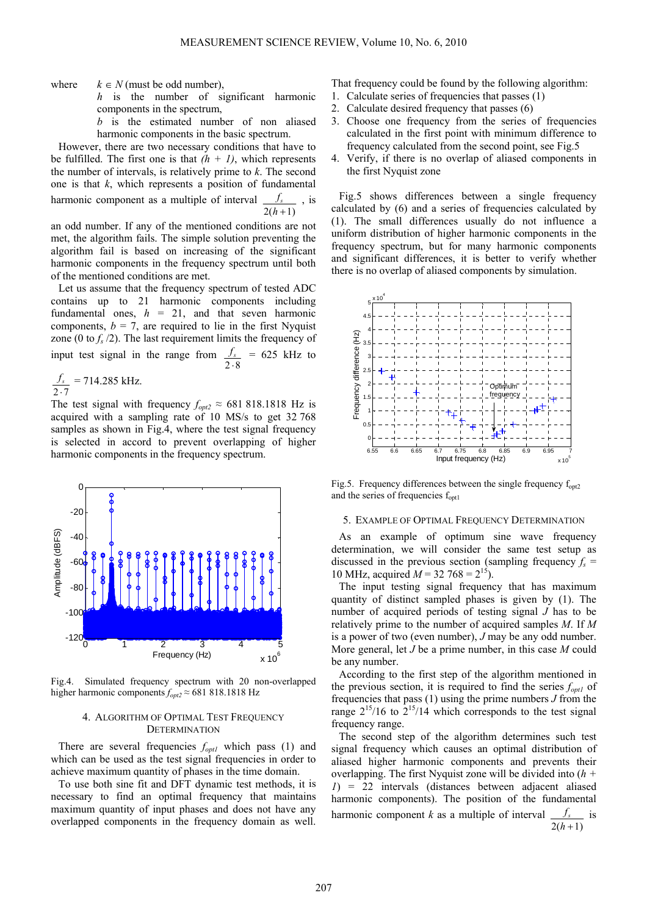where $k \in N$ (must be odd number),
$h$ is the number of significant harmonic components in the spectrum,
$b$ is the estimated number of non aliased harmonic components in the basic spectrum.

However, there are two necessary conditions that have to be fulfilled. The first one is that $(h + 1)$, which represents the number of intervals, is relatively prime to $k$. The second one is that $k$, which represents a position of fundamental harmonic component as a multiple of interval $\frac{f_s}{2(h+1)}$, is an odd number. If any of the mentioned conditions are not met, the algorithm fails. The simple solution preventing the algorithm fail is based on increasing of the significant harmonic components in the frequency spectrum until both of the mentioned conditions are met.

Let us assume that the frequency spectrum of tested ADC contains up to 21 harmonic components including fundamental ones, $h = 21$, and that seven harmonic components, $b = 7$, are required to lie in the first Nyquist zone (0 to $f_s/2$). The last requirement limits the frequency of input test signal in the range from $\frac{f_s}{2 \cdot 8} = 625$ kHz to $\frac{f_s}{2 \cdot 7} = 714.285$ kHz.

The test signal with frequency $f_{opt2} \approx 681\ 818.1818$ Hz is acquired with a sampling rate of 10 MS/s to get 32 768 samples as shown in Fig.4, where the test signal frequency is selected in accord to prevent overlapping of higher harmonic components in the frequency spectrum.

Fig.4. Simulated frequency spectrum with 20 non-overlapped higher harmonic components $f_{opt2} \approx 681\ 818.1818$ Hz

## 4. Algorithm of Optimal Test Frequency Determination

There are several frequencies $f_{opt1}$ which pass (1) and which can be used as the test signal frequencies in order to achieve maximum quantity of phases in the time domain.

To use both sine fit and DFT dynamic test methods, it is necessary to find an optimal frequency that maintains maximum quantity of input phases and does not have any overlapped components in the frequency domain as well. That frequency could be found by the following algorithm:

1. Calculate series of frequencies that passes (1)
2. Calculate desired frequency that passes (6)
3. Choose one frequency from the series of frequencies calculated in the first point with minimum difference to frequency calculated from the second point, see Fig.5
4. Verify, if there is no overlap of aliased components in the first Nyquist zone

Fig.5 shows differences between a single frequency calculated by (6) and a series of frequencies calculated by (1). The small differences usually do not influence a uniform distribution of higher harmonic components in the frequency spectrum, but for many harmonic components and significant differences, it is better to verify whether there is no overlap of aliased components by simulation.

Fig.5. Frequency differences between the single frequency $f_{opt2}$ and the series of frequencies $f_{opt1}$

## 5. Example of Optimal Frequency Determination

As an example of optimum sine wave frequency determination, we will consider the same test setup as discussed in the previous section (sampling frequency $f_s$ = 10 MHz, acquired $M = 32\ 768 = 2^{15}$).

The input testing signal frequency that has maximum quantity of distinct sampled phases is given by (1). The number of acquired periods of testing signal $J$ has to be relatively prime to the number of acquired samples $M$. If $M$ is a power of two (even number), $J$ may be any odd number. More general, let $J$ be a prime number, in this case $M$ could be any number.

According to the first step of the algorithm mentioned in the previous section, it is required to find the series $f_{opt1}$ of frequencies that pass (1) using the prime numbers $J$ from the range $2^{15}/16$ to $2^{15}/14$ which corresponds to the test signal frequency range.

The second step of the algorithm determines such test signal frequency which causes an optimal distribution of aliased higher harmonic components and prevents their overlapping. The first Nyquist zone will be divided into $(h + 1) = 22$ intervals (distances between adjacent aliased harmonic components). The position of the fundamental harmonic component $k$ as a multiple of interval $\frac{f_s}{2(h+1)}$ is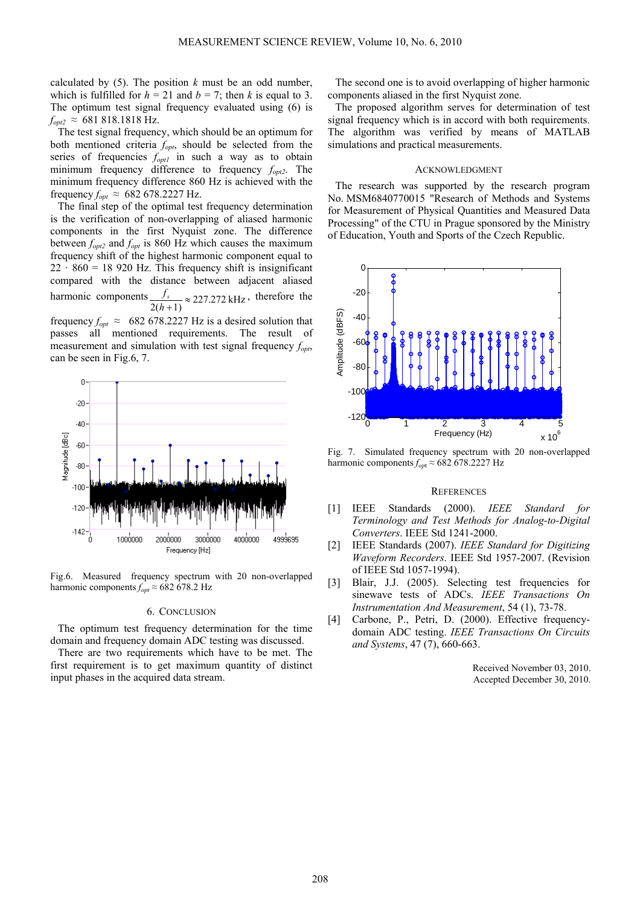calculated by (5). The position $k$ must be an odd number, which is fulfilled for $h = 21$ and $b = 7$; then $k$ is equal to 3. The optimum test signal frequency evaluated using (6) is $f_{opt2} \approx 681\ 818.1818$ Hz.

The test signal frequency, which should be an optimum for both mentioned criteria $f_{opt}$, should be selected from the series of frequencies $f_{opt1}$ in such a way as to obtain minimum frequency difference to frequency $f_{opt2}$. The minimum frequency difference 860 Hz is achieved with the frequency $f_{opt} \approx 682\ 678.2227$ Hz.

The final step of the optimal test frequency determination is the verification of non-overlapping of aliased harmonic components in the first Nyquist zone. The difference between $f_{opt2}$ and $f_{opt}$ is 860 Hz which causes the maximum frequency shift of the highest harmonic component equal to $22 \cdot 860 = 18\ 920$ Hz. This frequency shift is insignificant compared with the distance between adjacent aliased harmonic components $\frac{f_s}{2(h+1)} \approx 227.272$ kHz, therefore the frequency $f_{opt} \approx 682\ 678.2227$ Hz is a desired solution that passes all mentioned requirements. The result of measurement and simulation with test signal frequency $f_{opt}$, can be seen in Fig.6, 7.

0
-20
-40
-60
-80
-100
-120
-142
Magnitude [dBc]
0
1000000
2000000
3000000
4000000
4999695
Frequency [Hz]

Fig.6. Measured frequency spectrum with 20 non-overlapped harmonic components $f_{opt} \approx 682\ 678.2$ Hz

## 6. Conclusion

The optimum test frequency determination for the time domain and frequency domain ADC testing was discussed.

There are two requirements which have to be met. The first requirement is to get maximum quantity of distinct input phases in the acquired data stream.

The second one is to avoid overlapping of higher harmonic components aliased in the first Nyquist zone.

The proposed algorithm serves for determination of test signal frequency which is in accord with both requirements. The algorithm was verified by means of MATLAB simulations and practical measurements.

## Acknowledgment

The research was supported by the research program No. MSM6840770015 "Research of Methods and Systems for Measurement of Physical Quantities and Measured Data Processing" of the CTU in Prague sponsored by the Ministry of Education, Youth and Sports of the Czech Republic.

0
-20
-40
-60
-80
-100
-120
Amplitude (dBFS)
0
1
2
3
4
5
Frequency (Hz)
x 10^6

Fig. 7. Simulated frequency spectrum with 20 non-overlapped harmonic components $f_{opt} \approx 682\ 678.2227$ Hz

## References

[1] IEEE Standards (2000). *IEEE Standard for Terminology and Test Methods for Analog-to-Digital Converters*. IEEE Std 1241-2000.

[2] IEEE Standards (2007). *IEEE Standard for Digitizing Waveform Recorders*. IEEE Std 1957-2007. (Revision of IEEE Std 1057-1994).

[3] Blair, J.J. (2005). Selecting test frequencies for sinewave tests of ADCs. *IEEE Transactions On Instrumentation And Measurement*, 54 (1), 73-78.

[4] Carbone, P., Petri, D. (2000). Effective frequency-domain ADC testing. *IEEE Transactions On Circuits and Systems*, 47 (7), 660-663.

Received November 03, 2010.
Accepted December 30, 2010.